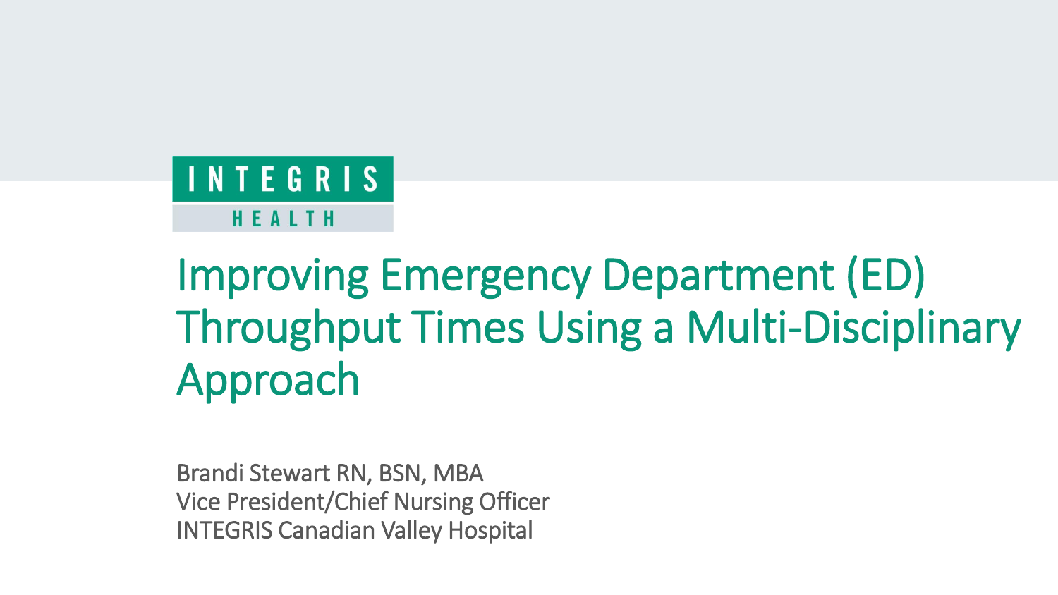INTEGRIS HEALTH

# Improving Emergency Department (ED) Throughput Times Using a Multi-Disciplinary Approach

Brandi Stewart RN, BSN, MBA
Vice President/Chief Nursing Officer
INTEGRIS Canadian Valley Hospital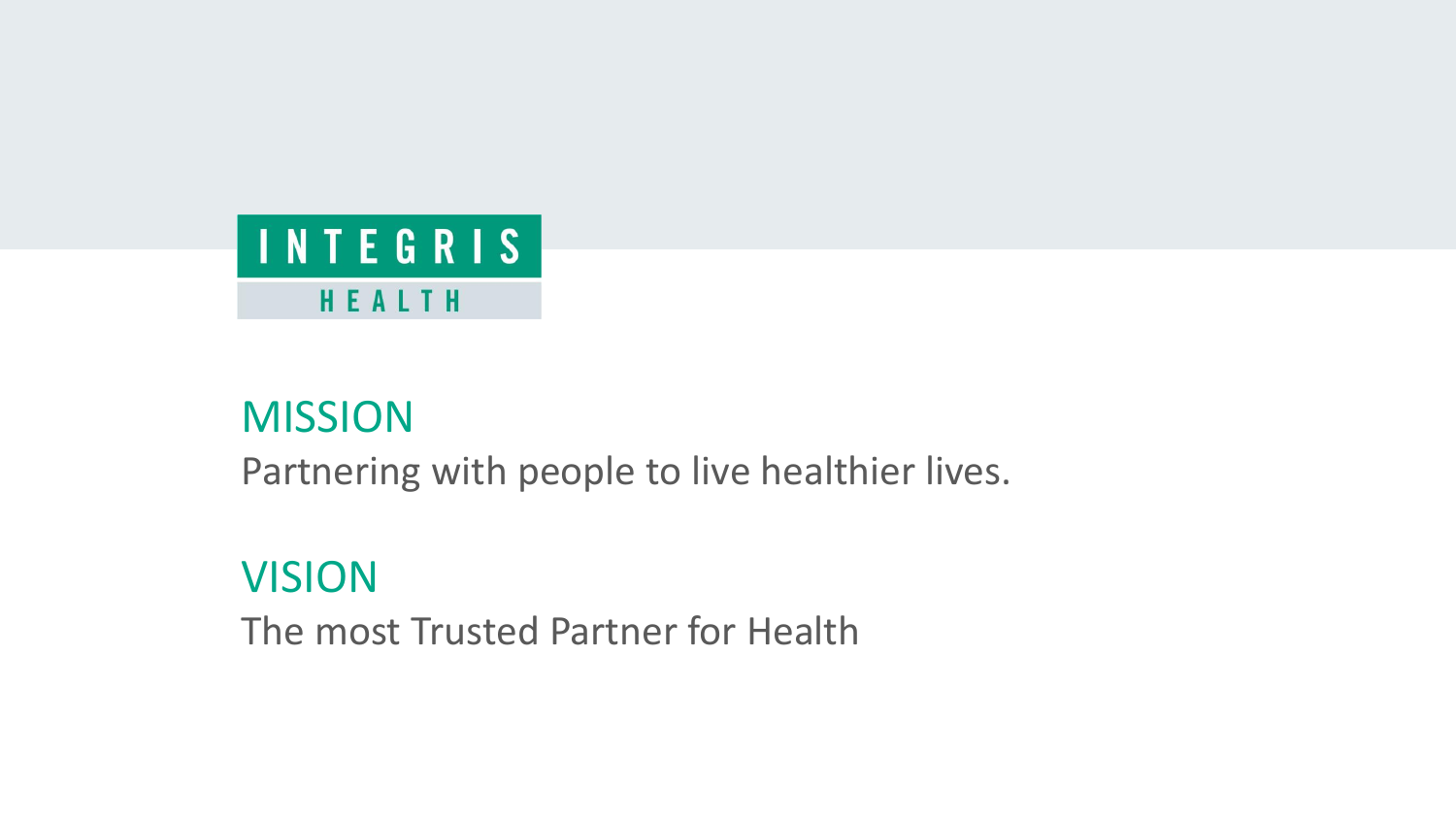INTEGRIS

HEALTH

## MISSION

Partnering with people to live healthier lives.

## VISION

The most Trusted Partner for Health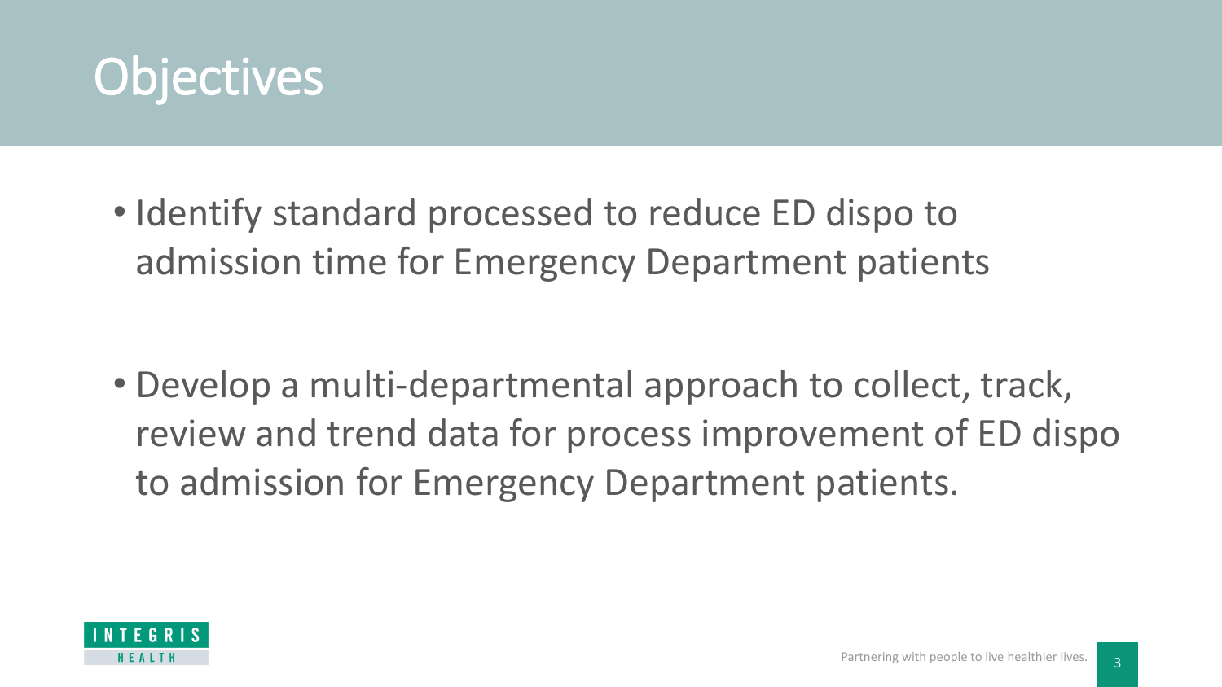# Objectives

- Identify standard processed to reduce ED dispo to admission time for Emergency Department patients

- Develop a multi-departmental approach to collect, track, review and trend data for process improvement of ED dispo to admission for Emergency Department patients.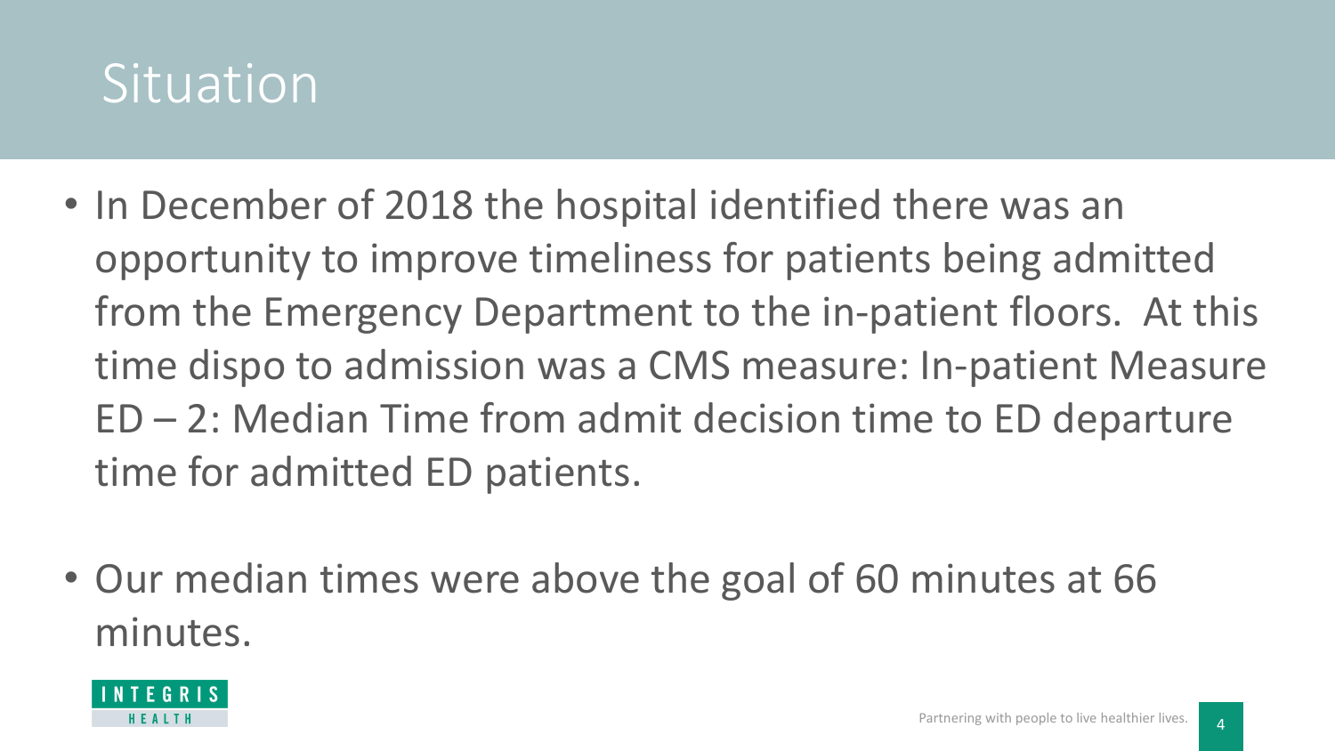# Situation

- In December of 2018 the hospital identified there was an opportunity to improve timeliness for patients being admitted from the Emergency Department to the in-patient floors. At this time dispo to admission was a CMS measure: In-patient Measure ED – 2: Median Time from admit decision time to ED departure time for admitted ED patients.

- Our median times were above the goal of 60 minutes at 66 minutes.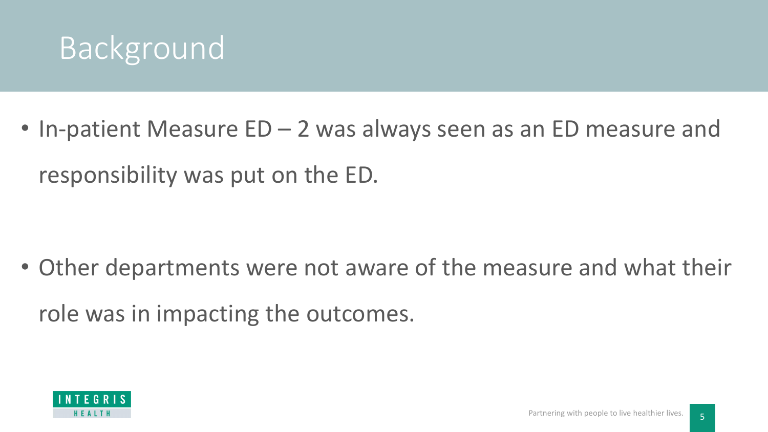# Background

- In-patient Measure ED – 2 was always seen as an ED measure and responsibility was put on the ED.

- Other departments were not aware of the measure and what their role was in impacting the outcomes.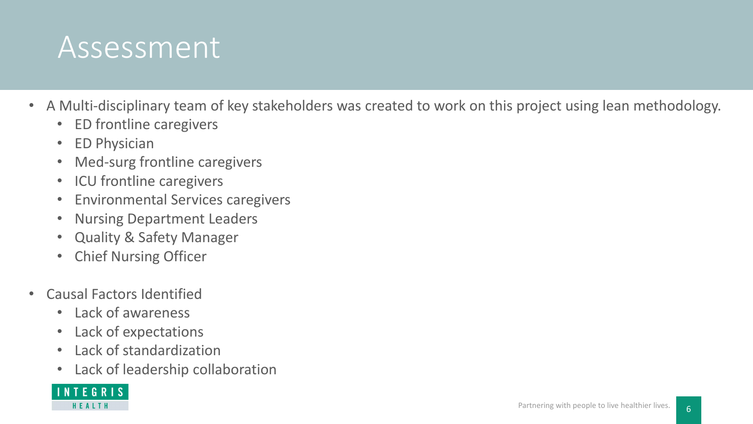# Assessment

- A Multi-disciplinary team of key stakeholders was created to work on this project using lean methodology.
  - ED frontline caregivers
  - ED Physician
  - Med-surg frontline caregivers
  - ICU frontline caregivers
  - Environmental Services caregivers
  - Nursing Department Leaders
  - Quality & Safety Manager
  - Chief Nursing Officer
- Causal Factors Identified
  - Lack of awareness
  - Lack of expectations
  - Lack of standardization
  - Lack of leadership collaboration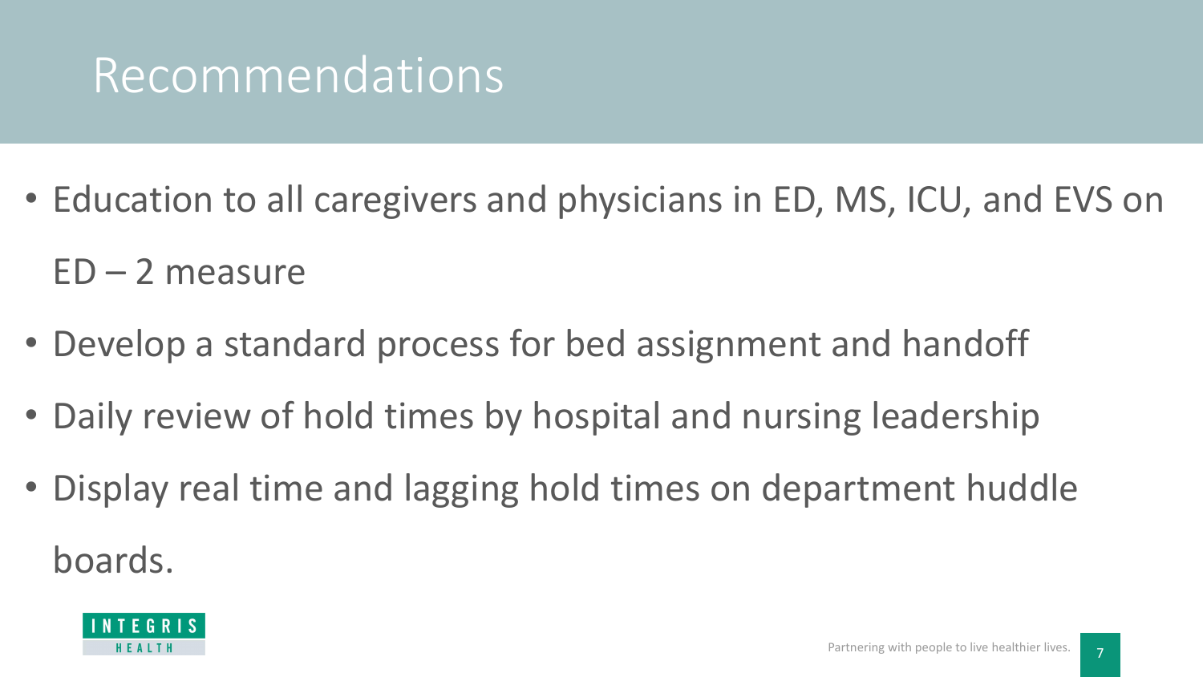# Recommendations

- Education to all caregivers and physicians in ED, MS, ICU, and EVS on ED – 2 measure
- Develop a standard process for bed assignment and handoff
- Daily review of hold times by hospital and nursing leadership
- Display real time and lagging hold times on department huddle boards.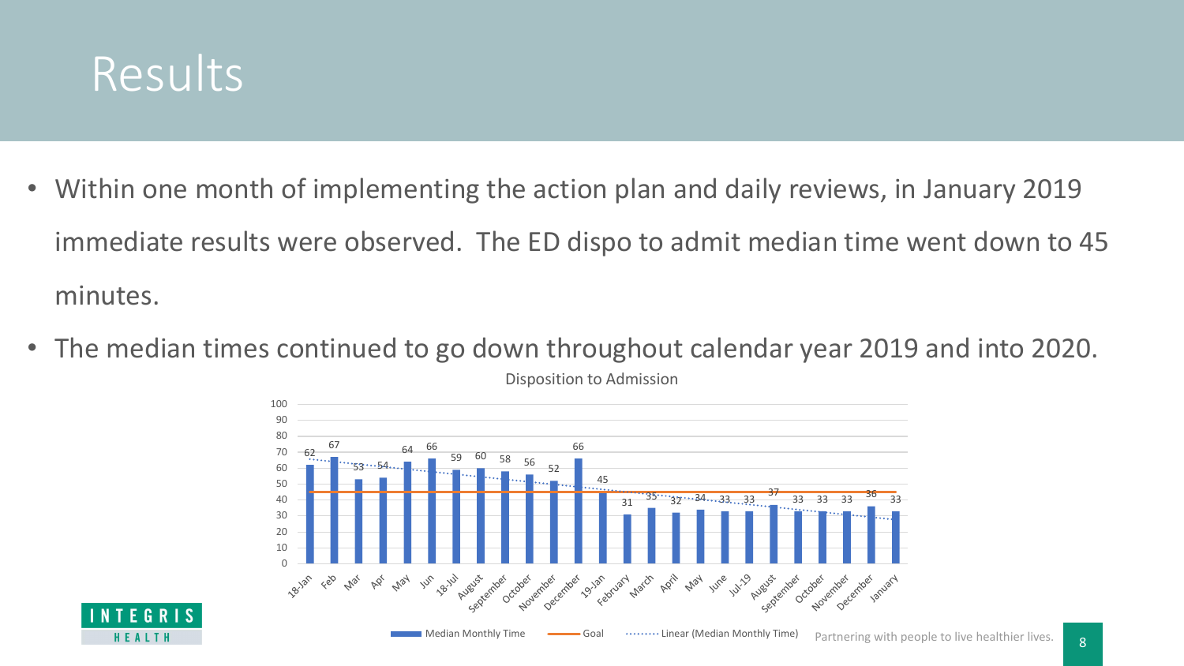# Results

- Within one month of implementing the action plan and daily reviews, in January 2019 immediate results were observed. The ED dispo to admit median time went down to 45 minutes.
- The median times continued to go down throughout calendar year 2019 and into 2020.

Disposition to Admission

| Month | Median Monthly Time |
|---|---|
| 18-Jan | 62 |
| Feb | 67 |
| Mar | 53 |
| Apr | 54 |
| May | 64 |
| Jun | 66 |
| 18-Jul | 59 |
| August | 60 |
| September | 58 |
| October | 56 |
| November | 52 |
| December | 66 |
| 19-Jan | 45 |
| February | 31 |
| March | 35 |
| April | 32 |
| May | 34 |
| June | 33 |
| Jul-19 | 33 |
| August | 37 |
| September | 33 |
| October | 33 |
| November | 33 |
| December | 36 |
| January | 33 |

Median Monthly Time — Goal — Linear (Median Monthly Time)

Partnering with people to live healthier lives.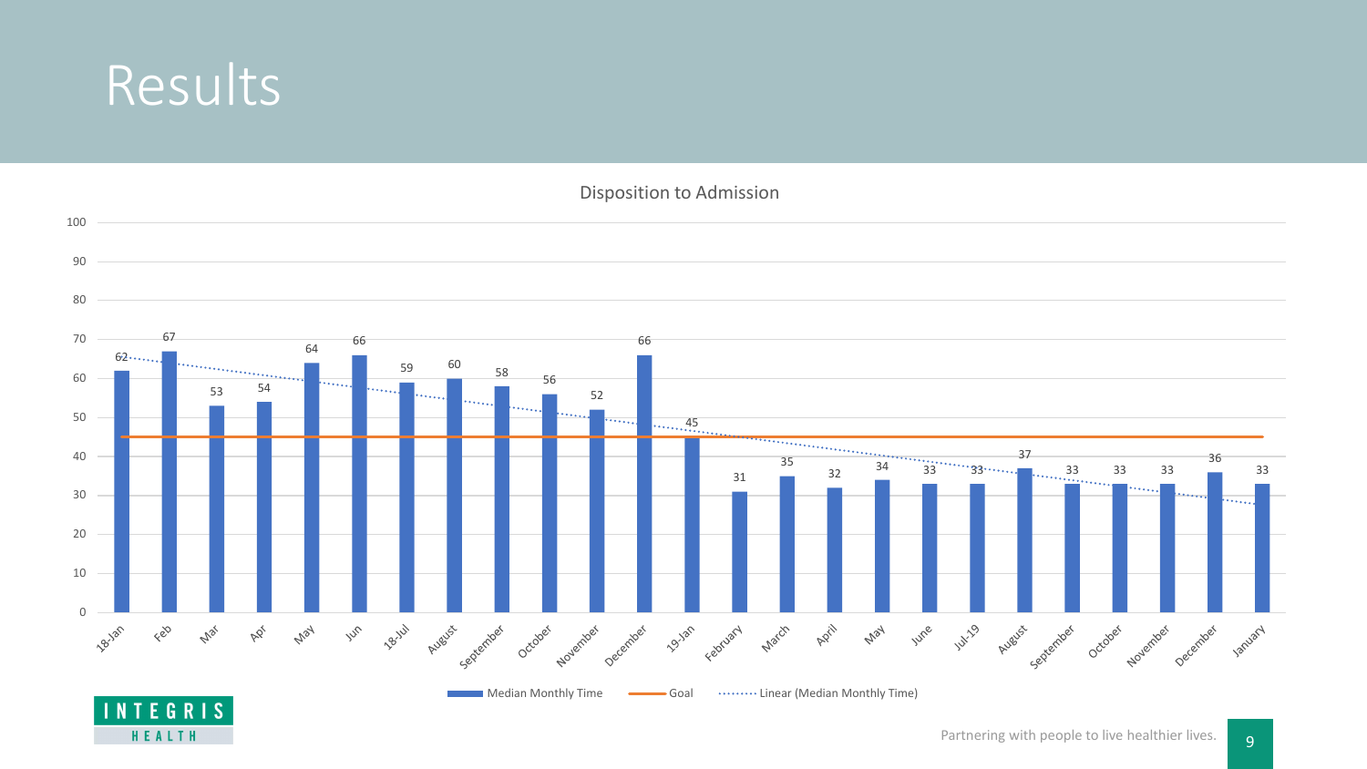# Results

**Disposition to Admission**

| Month | Median Monthly Time |
|---|---|
| 18-Jan | 62 |
| Feb | 67 |
| Mar | 53 |
| Apr | 54 |
| May | 64 |
| Jun | 66 |
| 18-Jul | 59 |
| August | 60 |
| September | 58 |
| October | 56 |
| November | 52 |
| December | 66 |
| 19-Jan | 45 |
| February | 31 |
| March | 35 |
| April | 32 |
| May | 34 |
| June | 33 |
| Jul-19 | 33 |
| August | 37 |
| September | 33 |
| October | 33 |
| November | 33 |
| December | 36 |
| January | 33 |

Legend: Median Monthly Time; Goal; Linear (Median Monthly Time)

Partnering with people to live healthier lives.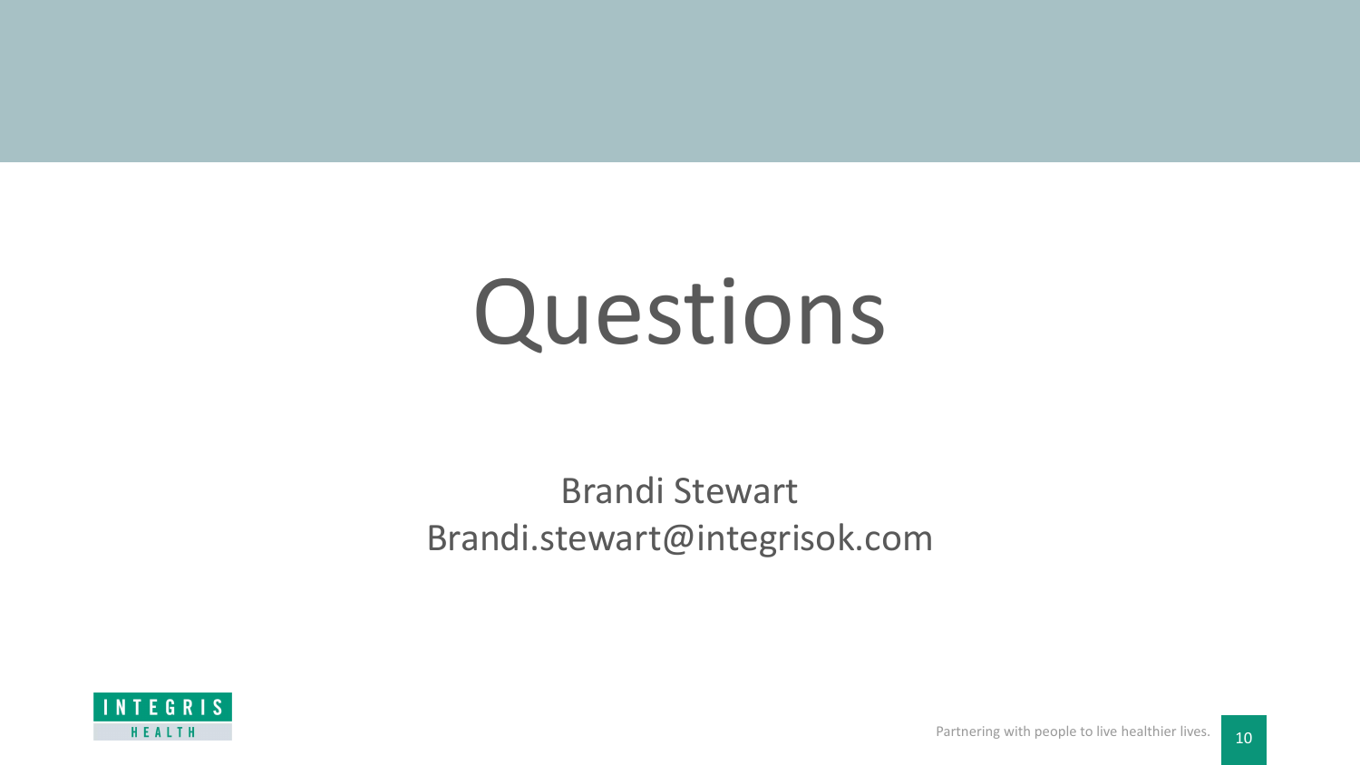# Questions

Brandi Stewart
Brandi.stewart@integrisok.com

INTEGRIS HEALTH

Partnering with people to live healthier lives.